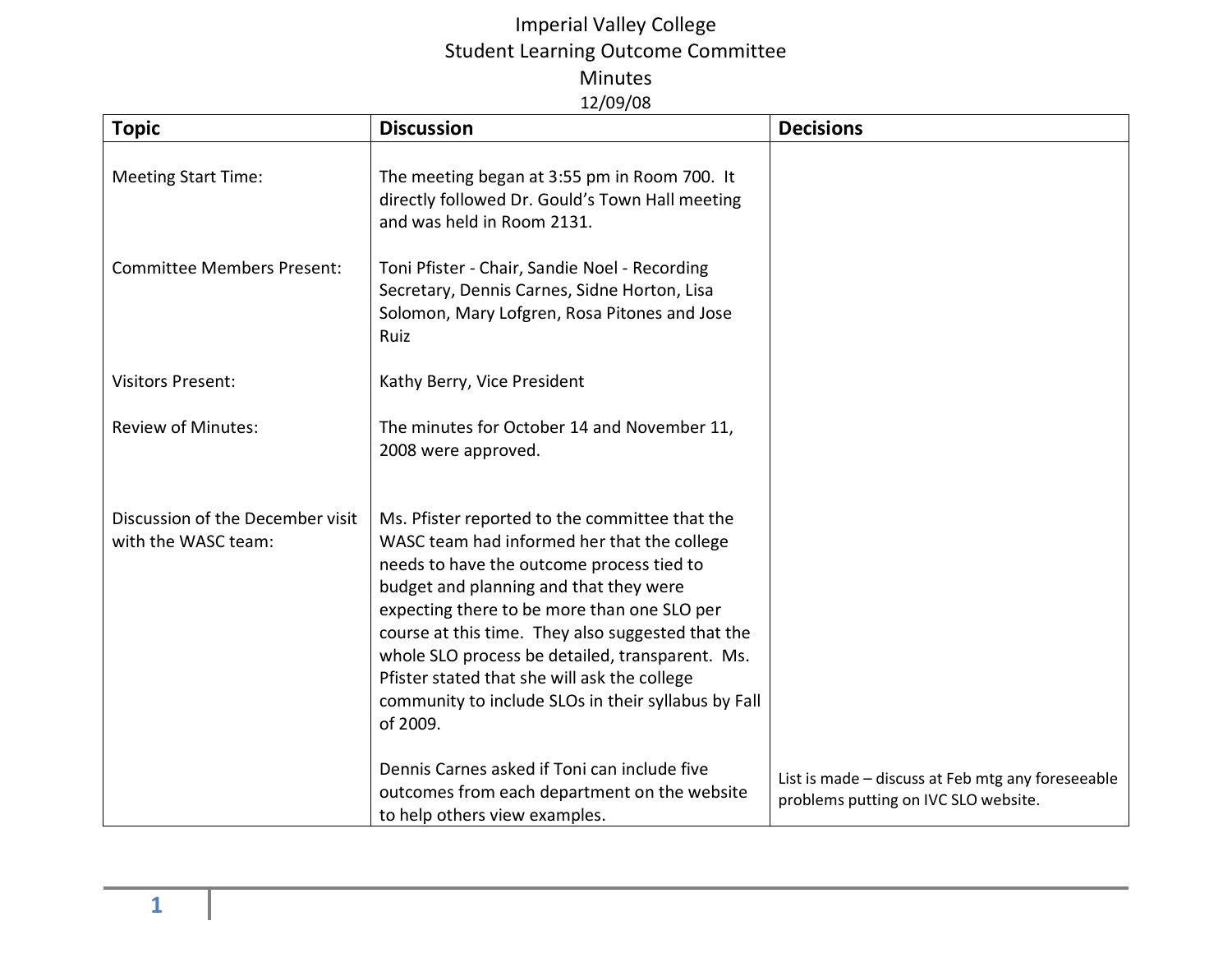# Imperial Valley College
## Student Learning Outcome Committee
## Minutes
12/09/08

| Topic | Discussion | Decisions |
|---|---|---|
| Meeting Start Time: | The meeting began at 3:55 pm in Room 700. It directly followed Dr. Gould's Town Hall meeting and was held in Room 2131. | |
| Committee Members Present: | Toni Pfister - Chair, Sandie Noel - Recording Secretary, Dennis Carnes, Sidne Horton, Lisa Solomon, Mary Lofgren, Rosa Pitones and Jose Ruiz | |
| Visitors Present: | Kathy Berry, Vice President | |
| Review of Minutes: | The minutes for October 14 and November 11, 2008 were approved. | |
| Discussion of the December visit with the WASC team: | Ms. Pfister reported to the committee that the WASC team had informed her that the college needs to have the outcome process tied to budget and planning and that they were expecting there to be more than one SLO per course at this time. They also suggested that the whole SLO process be detailed, transparent. Ms. Pfister stated that she will ask the college community to include SLOs in their syllabus by Fall of 2009. | |
| | Dennis Carnes asked if Toni can include five outcomes from each department on the website to help others view examples. | List is made – discuss at Feb mtg any foreseeable problems putting on IVC SLO website. |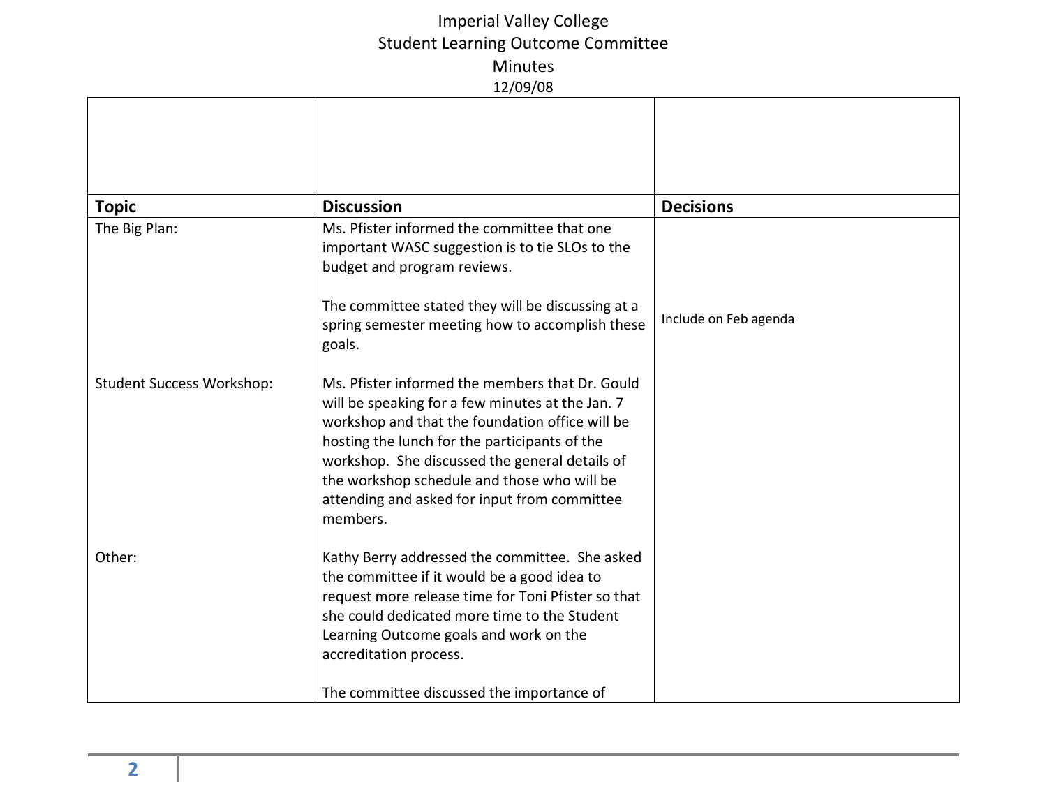Imperial Valley College
Student Learning Outcome Committee
Minutes
12/09/08

| | | |
|---|---|---|
| **Topic** | **Discussion** | **Decisions** |
| The Big Plan: | Ms. Pfister informed the committee that one important WASC suggestion is to tie SLOs to the budget and program reviews.<br><br>The committee stated they will be discussing at a spring semester meeting how to accomplish these goals. | Include on Feb agenda |
| Student Success Workshop: | Ms. Pfister informed the members that Dr. Gould will be speaking for a few minutes at the Jan. 7 workshop and that the foundation office will be hosting the lunch for the participants of the workshop. She discussed the general details of the workshop schedule and those who will be attending and asked for input from committee members. | |
| Other: | Kathy Berry addressed the committee. She asked the committee if it would be a good idea to request more release time for Toni Pfister so that she could dedicated more time to the Student Learning Outcome goals and work on the accreditation process.<br><br>The committee discussed the importance of | |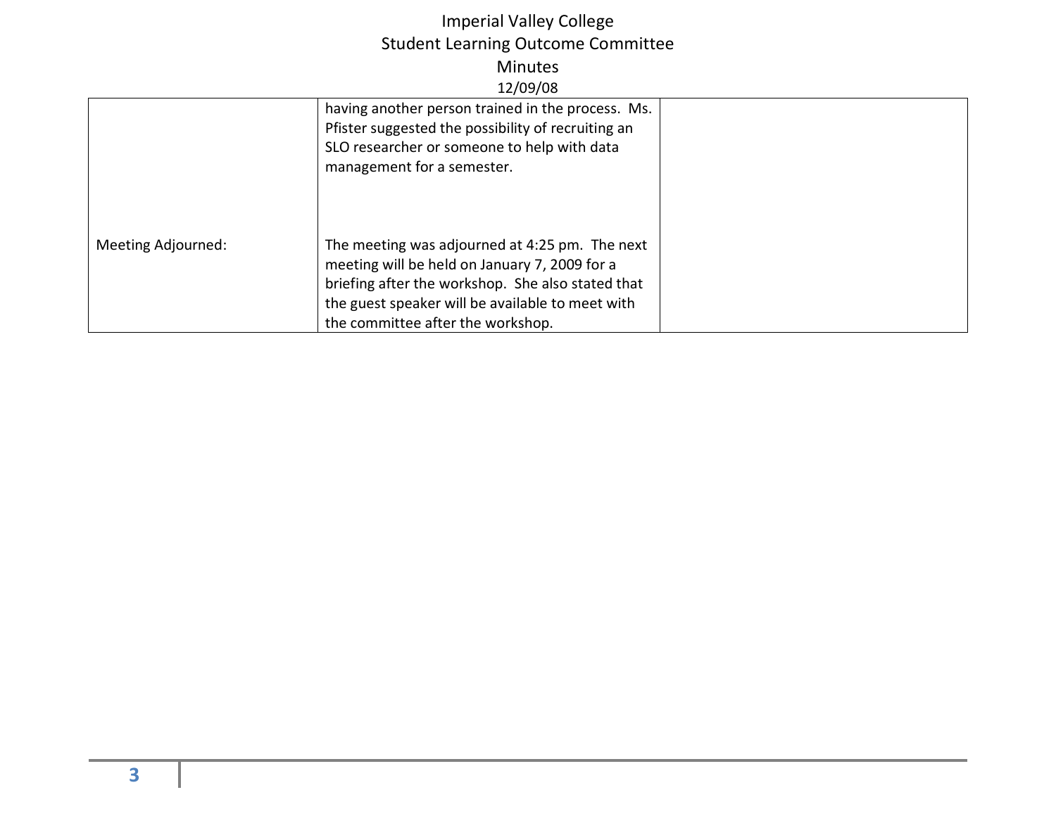| | | |
|---|---|---|
| | having another person trained in the process. Ms. Pfister suggested the possibility of recruiting an SLO researcher or someone to help with data management for a semester. | |
| Meeting Adjourned: | The meeting was adjourned at 4:25 pm. The next meeting will be held on January 7, 2009 for a briefing after the workshop. She also stated that the guest speaker will be available to meet with the committee after the workshop. | |